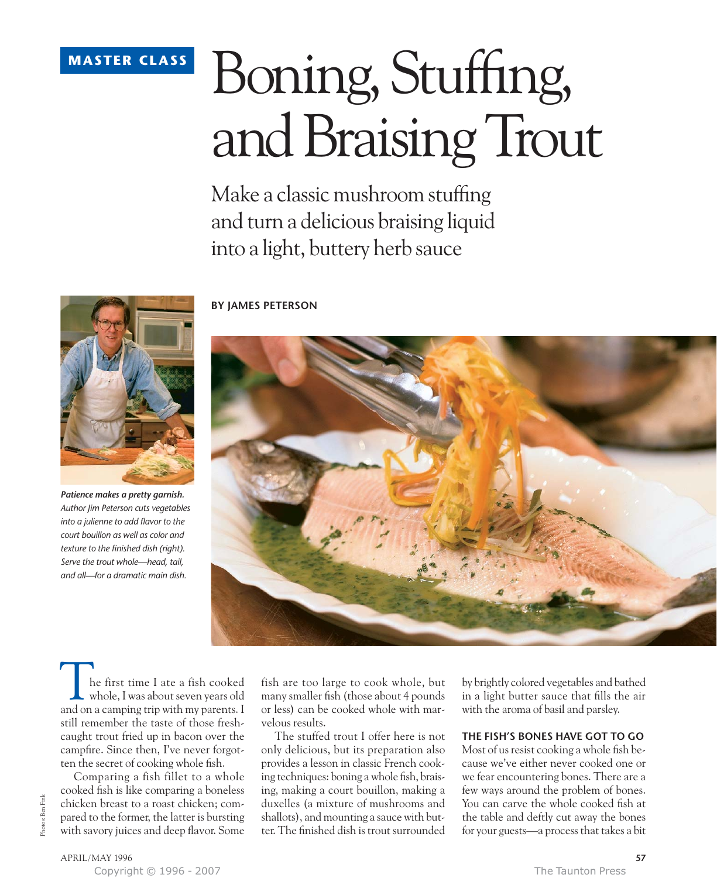MASTER CLASS

# Boning, Stuffing, and Braising Trout

## Make a classic mushroom stuffing and turn a delicious braising liquid into a light, buttery herb sauce

**BY JAMES PETERSON**

***Patience makes a pretty garnish.*** *Author Jim Peterson cuts vegetables into a julienne to add flavor to the court bouillon as well as color and texture to the finished dish (right). Serve the trout whole—head, tail, and all—for a dramatic main dish.*

The first time I ate a fish cooked whole, I was about seven years old and on a camping trip with my parents. I still remember the taste of those fresh-caught trout fried up in bacon over the campfire. Since then, I've never forgotten the secret of cooking whole fish.

Comparing a fish fillet to a whole cooked fish is like comparing a boneless chicken breast to a roast chicken; compared to the former, the latter is bursting with savory juices and deep flavor. Some fish are too large to cook whole, but many smaller fish (those about 4 pounds or less) can be cooked whole with marvelous results.

The stuffed trout I offer here is not only delicious, but its preparation also provides a lesson in classic French cooking techniques: boning a whole fish, braising, making a court bouillon, making a duxelles (a mixture of mushrooms and shallots), and mounting a sauce with butter. The finished dish is trout surrounded by brightly colored vegetables and bathed in a light butter sauce that fills the air with the aroma of basil and parsley.

### THE FISH'S BONES HAVE GOT TO GO

Most of us resist cooking a whole fish because we've either never cooked one or we fear encountering bones. There are a few ways around the problem of bones. You can carve the whole cooked fish at the table and deftly cut away the bones for your guests—a process that takes a bit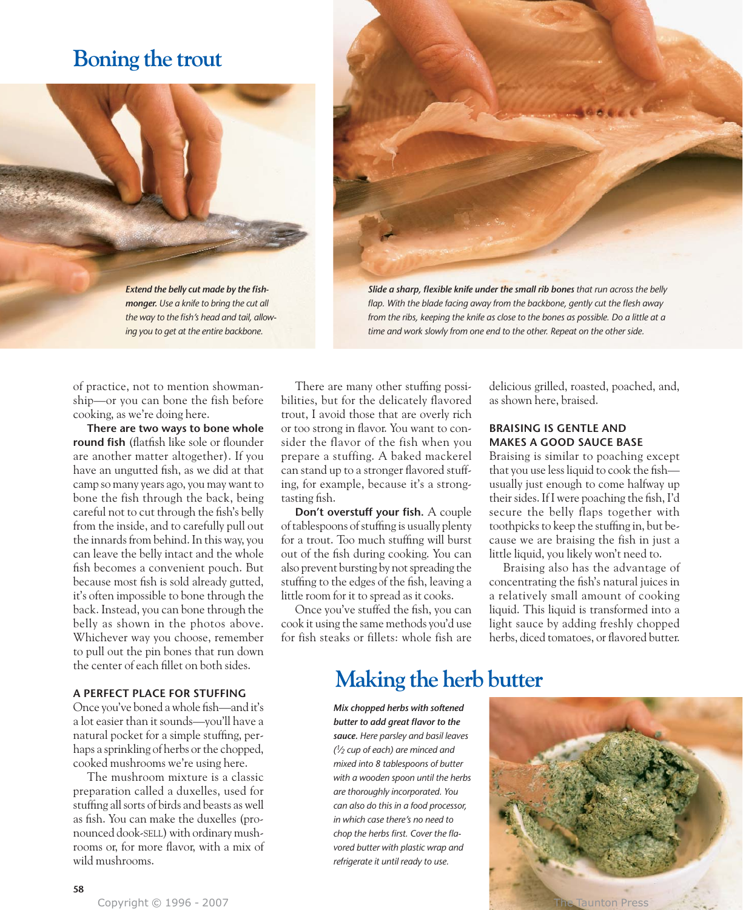## Boning the trout

***Extend the belly cut made by the fishmonger.*** *Use a knife to bring the cut all the way to the fish's head and tail, allowing you to get at the entire backbone.*

***Slide a sharp, flexible knife under the small rib bones*** *that run across the belly flap. With the blade facing away from the backbone, gently cut the flesh away from the ribs, keeping the knife as close to the bones as possible. Do a little at a time and work slowly from one end to the other. Repeat on the other side.*

of practice, not to mention showmanship—or you can bone the fish before cooking, as we're doing here.

**There are two ways to bone whole round fish** (flatfish like sole or flounder are another matter altogether). If you have an ungutted fish, as we did at that camp so many years ago, you may want to bone the fish through the back, being careful not to cut through the fish's belly from the inside, and to carefully pull out the innards from behind. In this way, you can leave the belly intact and the whole fish becomes a convenient pouch. But because most fish is sold already gutted, it's often impossible to bone through the back. Instead, you can bone through the belly as shown in the photos above. Whichever way you choose, remember to pull out the pin bones that run down the center of each fillet on both sides.

### A PERFECT PLACE FOR STUFFING

Once you've boned a whole fish—and it's a lot easier than it sounds—you'll have a natural pocket for a simple stuffing, perhaps a sprinkling of herbs or the chopped, cooked mushrooms we're using here.

The mushroom mixture is a classic preparation called a duxelles, used for stuffing all sorts of birds and beasts as well as fish. You can make the duxelles (pronounced dook-SELL) with ordinary mushrooms or, for more flavor, with a mix of wild mushrooms.

There are many other stuffing possibilities, but for the delicately flavored trout, I avoid those that are overly rich or too strong in flavor. You want to consider the flavor of the fish when you prepare a stuffing. A baked mackerel can stand up to a stronger flavored stuffing, for example, because it's a strong-tasting fish.

**Don't overstuff your fish.** A couple of tablespoons of stuffing is usually plenty for a trout. Too much stuffing will burst out of the fish during cooking. You can also prevent bursting by not spreading the stuffing to the edges of the fish, leaving a little room for it to spread as it cooks.

Once you've stuffed the fish, you can cook it using the same methods you'd use for fish steaks or fillets: whole fish are delicious grilled, roasted, poached, and, as shown here, braised.

### BRAISING IS GENTLE AND MAKES A GOOD SAUCE BASE

Braising is similar to poaching except that you use less liquid to cook the fish—usually just enough to come halfway up their sides. If I were poaching the fish, I'd secure the belly flaps together with toothpicks to keep the stuffing in, but because we are braising the fish in just a little liquid, you likely won't need to.

Braising also has the advantage of concentrating the fish's natural juices in a relatively small amount of cooking liquid. This liquid is transformed into a light sauce by adding freshly chopped herbs, diced tomatoes, or flavored butter.

## Making the herb butter

***Mix chopped herbs with softened butter to add great flavor to the sauce.*** *Here parsley and basil leaves (½ cup of each) are minced and mixed into 8 tablespoons of butter with a wooden spoon until the herbs are thoroughly incorporated. You can also do this in a food processor, in which case there's no need to chop the herbs first. Cover the flavored butter with plastic wrap and refrigerate it until ready to use.*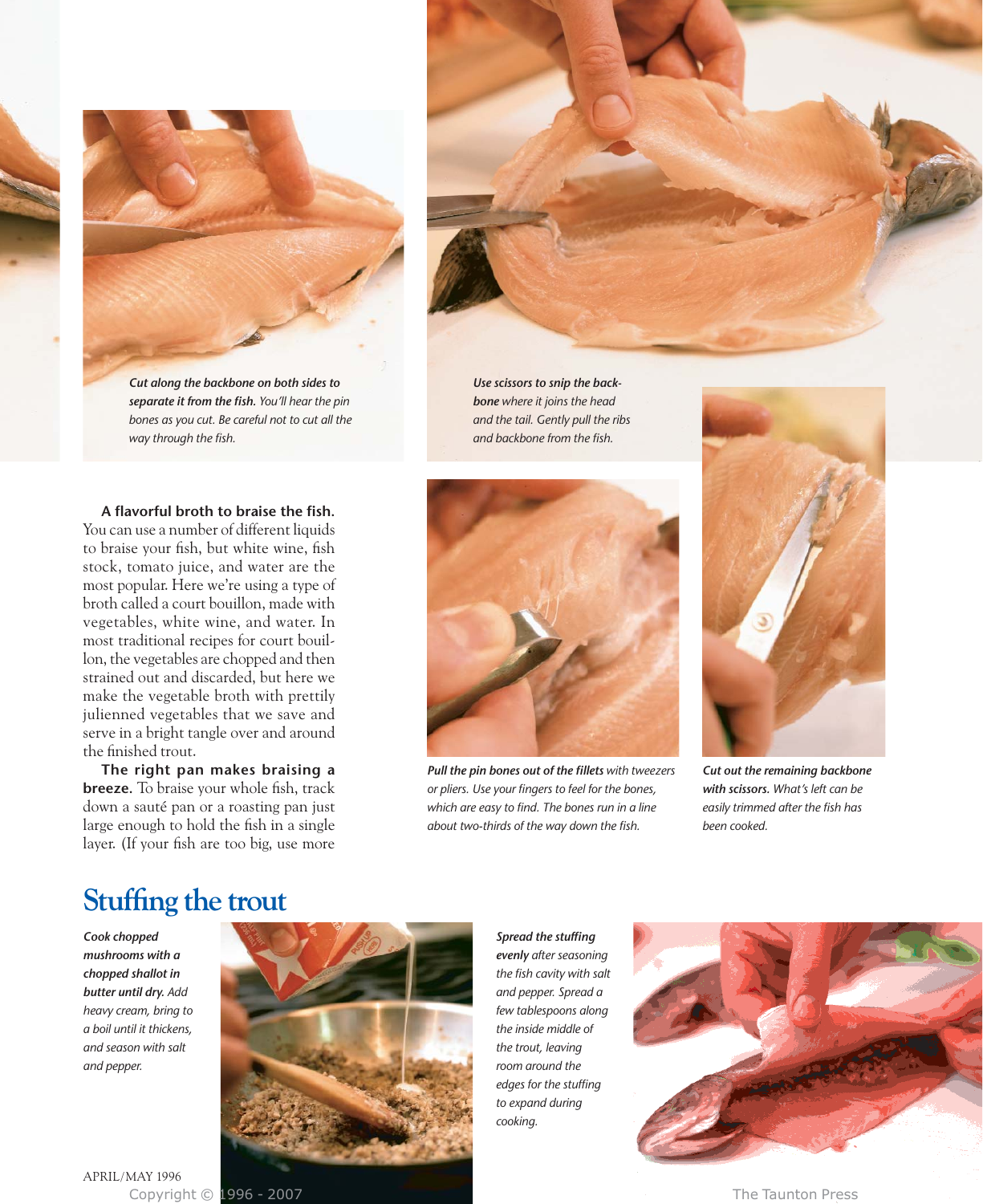***Cut along the backbone on both sides to separate it from the fish.*** *You'll hear the pin bones as you cut. Be careful not to cut all the way through the fish.*

***Use scissors to snip the backbone*** *where it joins the head and the tail. Gently pull the ribs and backbone from the fish.*

**A flavorful broth to braise the fish.** You can use a number of different liquids to braise your fish, but white wine, fish stock, tomato juice, and water are the most popular. Here we're using a type of broth called a court bouillon, made with vegetables, white wine, and water. In most traditional recipes for court bouillon, the vegetables are chopped and then strained out and discarded, but here we make the vegetable broth with prettily julienned vegetables that we save and serve in a bright tangle over and around the finished trout.

**The right pan makes braising a breeze.** To braise your whole fish, track down a sauté pan or a roasting pan just large enough to hold the fish in a single layer. (If your fish are too big, use more

***Pull the pin bones out of the fillets*** *with tweezers or pliers. Use your fingers to feel for the bones, which are easy to find. The bones run in a line about two-thirds of the way down the fish.*

***Cut out the remaining backbone with scissors.*** *What's left can be easily trimmed after the fish has been cooked.*

## Stuffing the trout

***Cook chopped mushrooms with a chopped shallot in butter until dry.*** *Add heavy cream, bring to a boil until it thickens, and season with salt and pepper.*

***Spread the stuffing evenly*** *after seasoning the fish cavity with salt and pepper. Spread a few tablespoons along the inside middle of the trout, leaving room around the edges for the stuffing to expand during cooking.*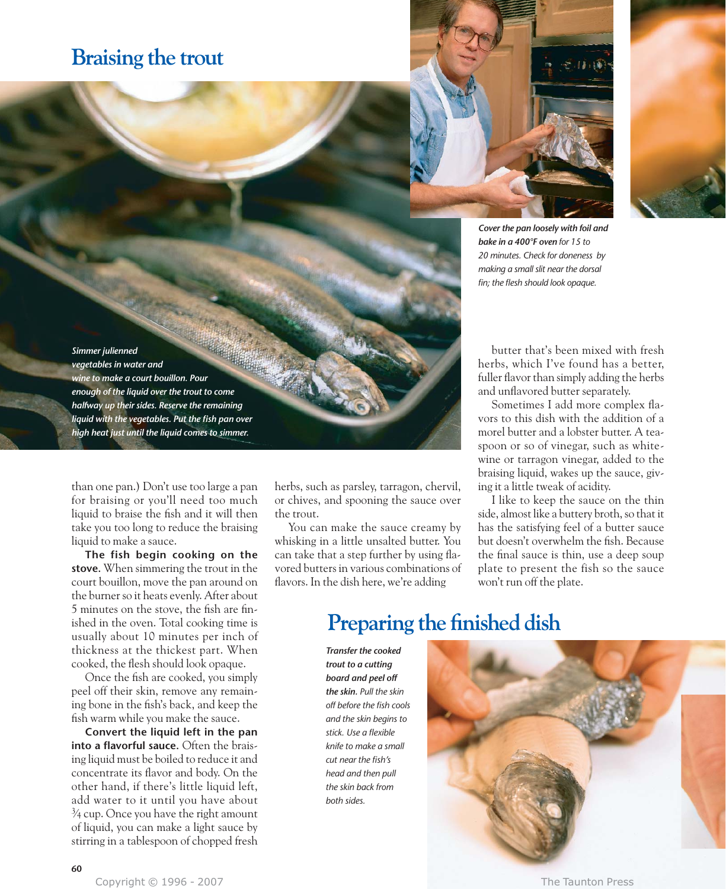## Braising the trout

*Simmer julienned vegetables in water and wine to make a court bouillon. Pour enough of the liquid over the trout to come halfway up their sides. Reserve the remaining liquid with the vegetables. Put the fish pan over high heat just until the liquid comes to simmer.*

***Cover the pan loosely with foil and bake in a 400°F oven** for 15 to 20 minutes. Check for doneness by making a small slit near the dorsal fin; the flesh should look opaque.*

than one pan.) Don't use too large a pan for braising or you'll need too much liquid to braise the fish and it will then take you too long to reduce the braising liquid to make a sauce.

**The fish begin cooking on the stove.** When simmering the trout in the court bouillon, move the pan around on the burner so it heats evenly. After about 5 minutes on the stove, the fish are finished in the oven. Total cooking time is usually about 10 minutes per inch of thickness at the thickest part. When cooked, the flesh should look opaque.

Once the fish are cooked, you simply peel off their skin, remove any remaining bone in the fish's back, and keep the fish warm while you make the sauce.

**Convert the liquid left in the pan into a flavorful sauce.** Often the braising liquid must be boiled to reduce it and concentrate its flavor and body. On the other hand, if there's little liquid left, add water to it until you have about ¾ cup. Once you have the right amount of liquid, you can make a light sauce by stirring in a tablespoon of chopped fresh herbs, such as parsley, tarragon, chervil, or chives, and spooning the sauce over the trout.

You can make the sauce creamy by whisking in a little unsalted butter. You can take that a step further by using flavored butters in various combinations of flavors. In the dish here, we're adding butter that's been mixed with fresh herbs, which I've found has a better, fuller flavor than simply adding the herbs and unflavored butter separately.

Sometimes I add more complex flavors to this dish with the addition of a morel butter and a lobster butter. A teaspoon or so of vinegar, such as white-wine or tarragon vinegar, added to the braising liquid, wakes up the sauce, giving it a little tweak of acidity.

I like to keep the sauce on the thin side, almost like a buttery broth, so that it has the satisfying feel of a butter sauce but doesn't overwhelm the fish. Because the final sauce is thin, use a deep soup plate to present the fish so the sauce won't run off the plate.

## Preparing the finished dish

***Transfer the cooked trout to a cutting board and peel off the skin.** Pull the skin off before the fish cools and the skin begins to stick. Use a flexible knife to make a small cut near the fish's head and then pull the skin back from both sides.*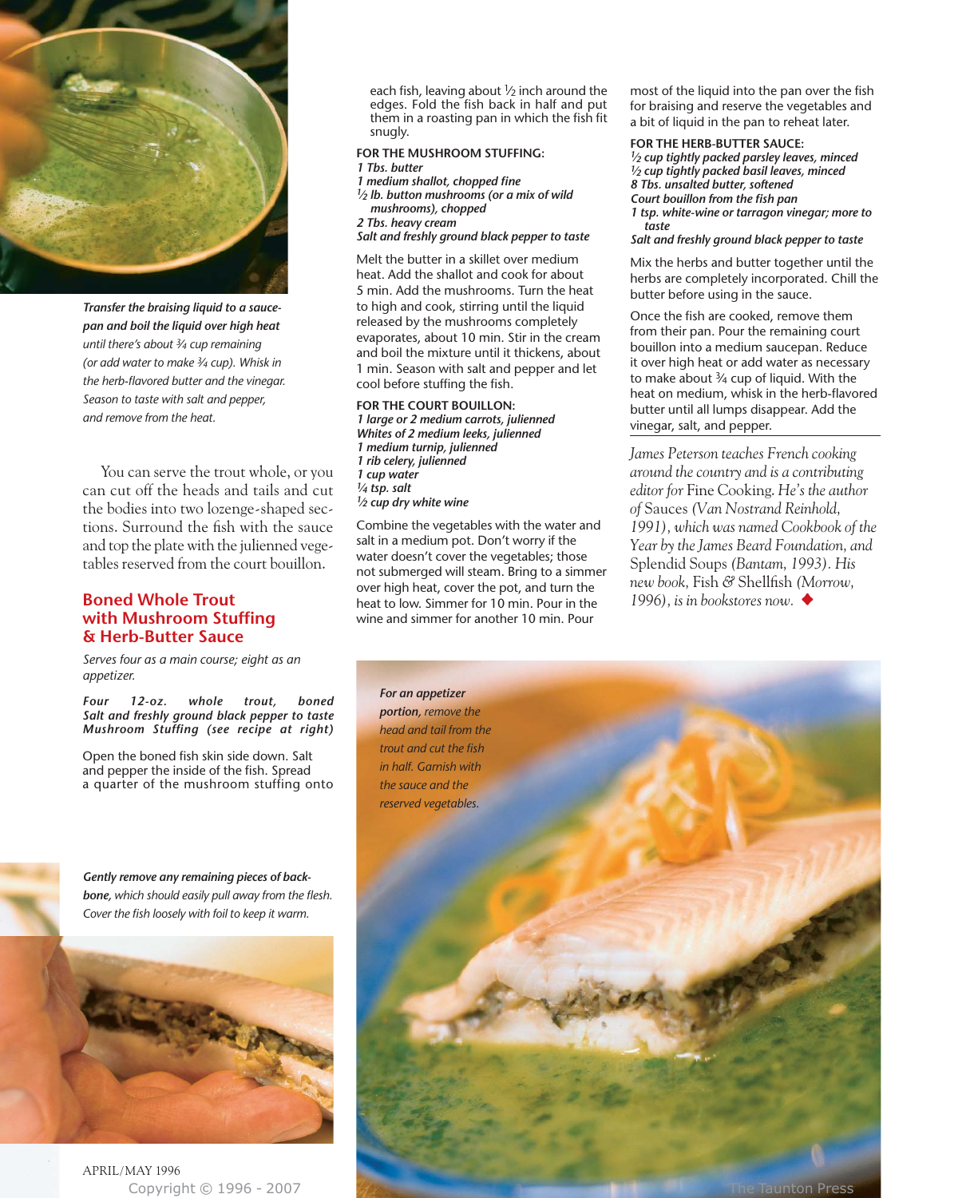*Transfer the braising liquid to a saucepan and boil the liquid over high heat* until there's about ¾ cup remaining (or add water to make ¾ cup). Whisk in the herb-flavored butter and the vinegar. Season to taste with salt and pepper, and remove from the heat.

You can serve the trout whole, or you can cut off the heads and tails and cut the bodies into two lozenge-shaped sections. Surround the fish with the sauce and top the plate with the julienned vegetables reserved from the court bouillon.

## Boned Whole Trout with Mushroom Stuffing & Herb-Butter Sauce

*Serves four as a main course; eight as an appetizer.*

***Four 12-oz. whole trout, boned***
***Salt and freshly ground black pepper to taste***
***Mushroom Stuffing (see recipe at right)***

Open the boned fish skin side down. Salt and pepper the inside of the fish. Spread a quarter of the mushroom stuffing onto each fish, leaving about ½ inch around the edges. Fold the fish back in half and put them in a roasting pan in which the fish fit snugly.

**FOR THE MUSHROOM STUFFING:**
***1 Tbs. butter***
***1 medium shallot, chopped fine***
***½ lb. button mushrooms (or a mix of wild mushrooms), chopped***
***2 Tbs. heavy cream***
***Salt and freshly ground black pepper to taste***

Melt the butter in a skillet over medium heat. Add the shallot and cook for about 5 min. Add the mushrooms. Turn the heat to high and cook, stirring until the liquid released by the mushrooms completely evaporates, about 10 min. Stir in the cream and boil the mixture until it thickens, about 1 min. Season with salt and pepper and let cool before stuffing the fish.

**FOR THE COURT BOUILLON:**
***1 large or 2 medium carrots, julienned***
***Whites of 2 medium leeks, julienned***
***1 medium turnip, julienned***
***1 rib celery, julienned***
***1 cup water***
***¼ tsp. salt***
***½ cup dry white wine***

Combine the vegetables with the water and salt in a medium pot. Don't worry if the water doesn't cover the vegetables; those not submerged will steam. Bring to a simmer over high heat, cover the pot, and turn the heat to low. Simmer for 10 min. Pour in the wine and simmer for another 10 min. Pour most of the liquid into the pan over the fish for braising and reserve the vegetables and a bit of liquid in the pan to reheat later.

**FOR THE HERB-BUTTER SAUCE:**
***½ cup tightly packed parsley leaves, minced***
***½ cup tightly packed basil leaves, minced***
***8 Tbs. unsalted butter, softened***
***Court bouillon from the fish pan***
***1 tsp. white-wine or tarragon vinegar; more to taste***
***Salt and freshly ground black pepper to taste***

Mix the herbs and butter together until the herbs are completely incorporated. Chill the butter before using in the sauce.

Once the fish are cooked, remove them from their pan. Pour the remaining court bouillon into a medium saucepan. Reduce it over high heat or add water as necessary to make about ¾ cup of liquid. With the heat on medium, whisk in the herb-flavored butter until all lumps disappear. Add the vinegar, salt, and pepper.

*James Peterson teaches French cooking around the country and is a contributing editor for* Fine Cooking. *He's the author of* Sauces *(Van Nostrand Reinhold, 1991), which was named Cookbook of the Year by the James Beard Foundation, and* Splendid Soups *(Bantam, 1993). His new book,* Fish & Shellfish *(Morrow, 1996), is in bookstores now.* ◆

***Gently remove any remaining pieces of backbone,*** *which should easily pull away from the flesh. Cover the fish loosely with foil to keep it warm.*

***For an appetizer portion,*** *remove the head and tail from the trout and cut the fish in half. Garnish with the sauce and the reserved vegetables.*